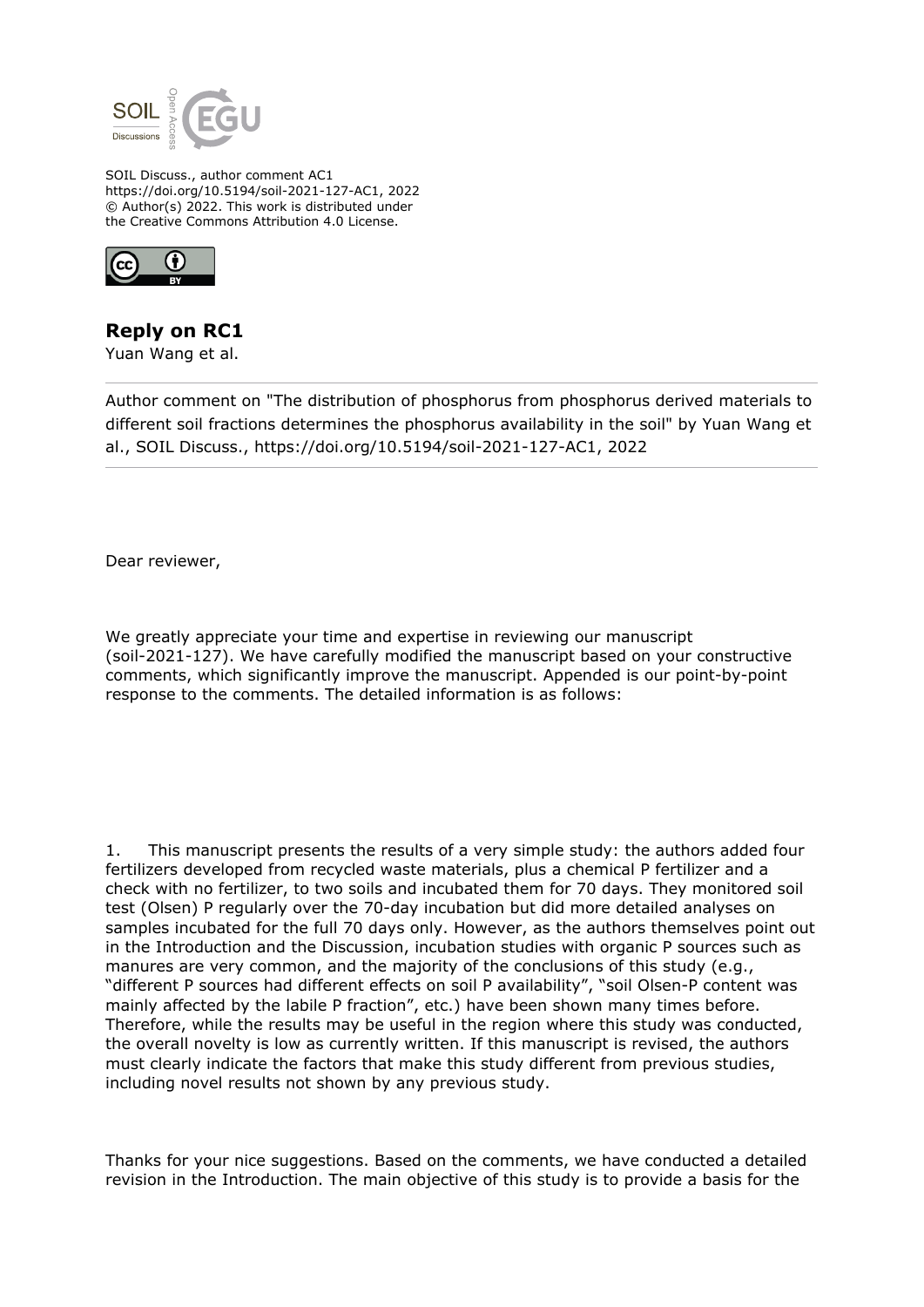SOIL Discuss., author comment AC1
https://doi.org/10.5194/soil-2021-127-AC1, 2022
© Author(s) 2022. This work is distributed under
the Creative Commons Attribution 4.0 License.

## Reply on RC1

Yuan Wang et al.

Author comment on "The distribution of phosphorus from phosphorus derived materials to different soil fractions determines the phosphorus availability in the soil" by Yuan Wang et al., SOIL Discuss., https://doi.org/10.5194/soil-2021-127-AC1, 2022

Dear reviewer,

We greatly appreciate your time and expertise in reviewing our manuscript (soil-2021-127). We have carefully modified the manuscript based on your constructive comments, which significantly improve the manuscript. Appended is our point-by-point response to the comments. The detailed information is as follows:

1. This manuscript presents the results of a very simple study: the authors added four fertilizers developed from recycled waste materials, plus a chemical P fertilizer and a check with no fertilizer, to two soils and incubated them for 70 days. They monitored soil test (Olsen) P regularly over the 70-day incubation but did more detailed analyses on samples incubated for the full 70 days only. However, as the authors themselves point out in the Introduction and the Discussion, incubation studies with organic P sources such as manures are very common, and the majority of the conclusions of this study (e.g., "different P sources had different effects on soil P availability", "soil Olsen-P content was mainly affected by the labile P fraction", etc.) have been shown many times before. Therefore, while the results may be useful in the region where this study was conducted, the overall novelty is low as currently written. If this manuscript is revised, the authors must clearly indicate the factors that make this study different from previous studies, including novel results not shown by any previous study.

Thanks for your nice suggestions. Based on the comments, we have conducted a detailed revision in the Introduction. The main objective of this study is to provide a basis for the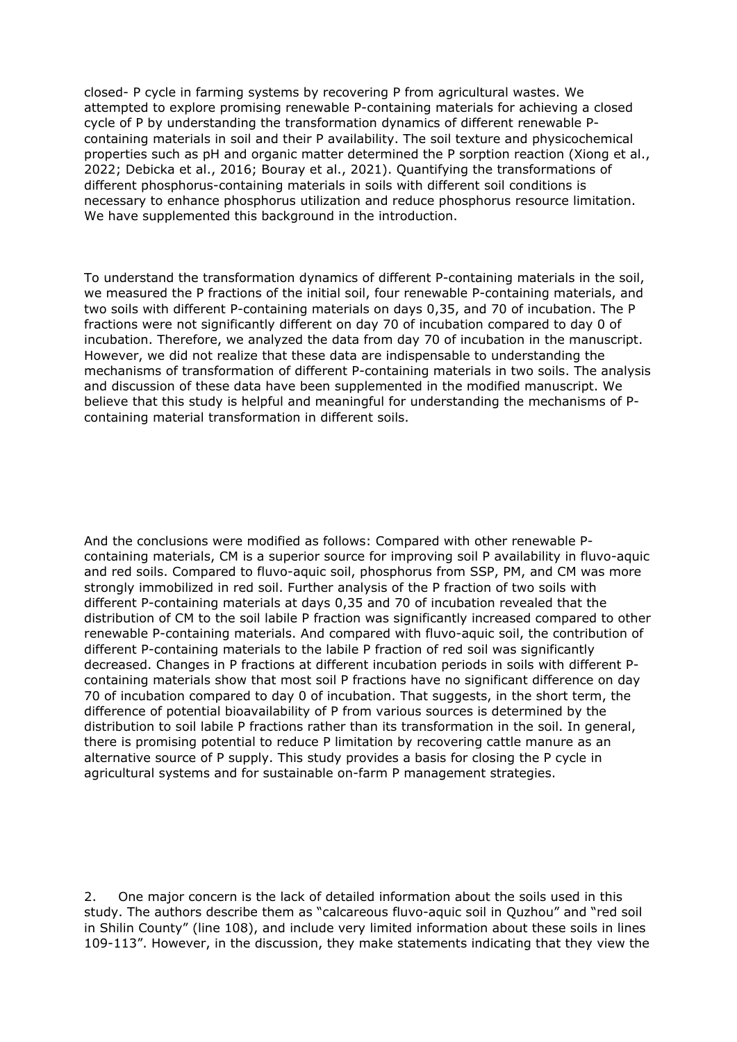closed- P cycle in farming systems by recovering P from agricultural wastes. We attempted to explore promising renewable P-containing materials for achieving a closed cycle of P by understanding the transformation dynamics of different renewable P-containing materials in soil and their P availability. The soil texture and physicochemical properties such as pH and organic matter determined the P sorption reaction (Xiong et al., 2022; Debicka et al., 2016; Bouray et al., 2021). Quantifying the transformations of different phosphorus-containing materials in soils with different soil conditions is necessary to enhance phosphorus utilization and reduce phosphorus resource limitation. We have supplemented this background in the introduction.

To understand the transformation dynamics of different P-containing materials in the soil, we measured the P fractions of the initial soil, four renewable P-containing materials, and two soils with different P-containing materials on days 0,35, and 70 of incubation. The P fractions were not significantly different on day 70 of incubation compared to day 0 of incubation. Therefore, we analyzed the data from day 70 of incubation in the manuscript. However, we did not realize that these data are indispensable to understanding the mechanisms of transformation of different P-containing materials in two soils. The analysis and discussion of these data have been supplemented in the modified manuscript. We believe that this study is helpful and meaningful for understanding the mechanisms of P-containing material transformation in different soils.

And the conclusions were modified as follows: Compared with other renewable P-containing materials, CM is a superior source for improving soil P availability in fluvo-aquic and red soils. Compared to fluvo-aquic soil, phosphorus from SSP, PM, and CM was more strongly immobilized in red soil. Further analysis of the P fraction of two soils with different P-containing materials at days 0,35 and 70 of incubation revealed that the distribution of CM to the soil labile P fraction was significantly increased compared to other renewable P-containing materials. And compared with fluvo-aquic soil, the contribution of different P-containing materials to the labile P fraction of red soil was significantly decreased. Changes in P fractions at different incubation periods in soils with different P-containing materials show that most soil P fractions have no significant difference on day 70 of incubation compared to day 0 of incubation. That suggests, in the short term, the difference of potential bioavailability of P from various sources is determined by the distribution to soil labile P fractions rather than its transformation in the soil. In general, there is promising potential to reduce P limitation by recovering cattle manure as an alternative source of P supply. This study provides a basis for closing the P cycle in agricultural systems and for sustainable on-farm P management strategies.

2. One major concern is the lack of detailed information about the soils used in this study. The authors describe them as "calcareous fluvo-aquic soil in Quzhou" and "red soil in Shilin County" (line 108), and include very limited information about these soils in lines 109-113". However, in the discussion, they make statements indicating that they view the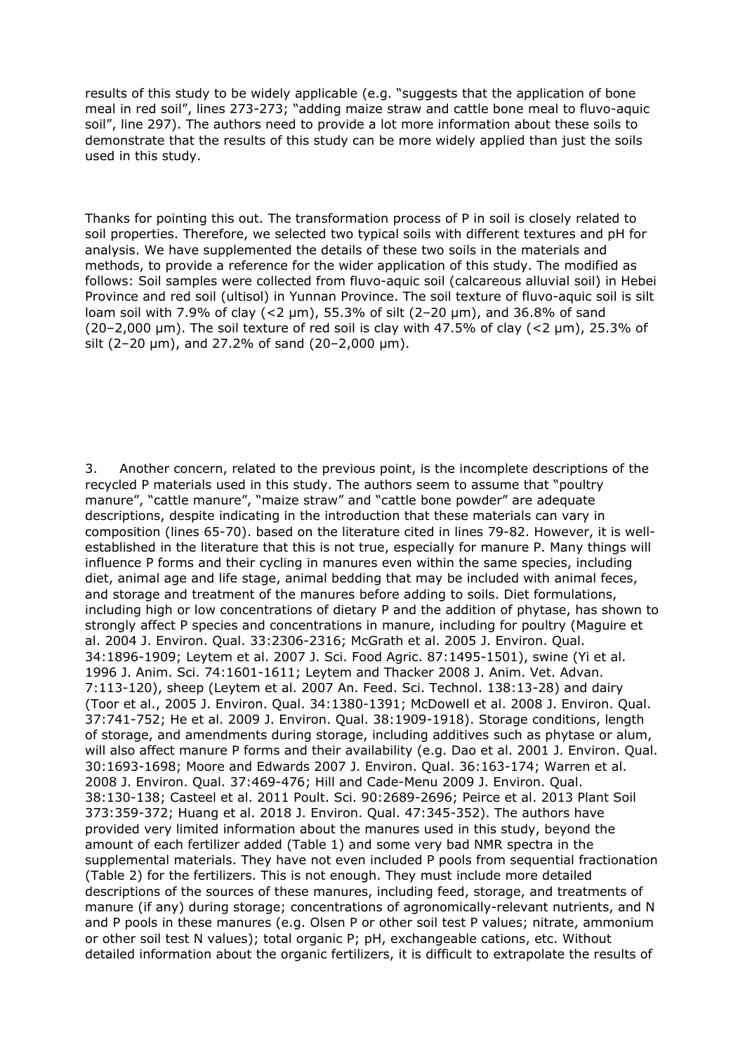results of this study to be widely applicable (e.g. "suggests that the application of bone meal in red soil", lines 273-273; "adding maize straw and cattle bone meal to fluvo-aquic soil", line 297). The authors need to provide a lot more information about these soils to demonstrate that the results of this study can be more widely applied than just the soils used in this study.

Thanks for pointing this out. The transformation process of P in soil is closely related to soil properties. Therefore, we selected two typical soils with different textures and pH for analysis. We have supplemented the details of these two soils in the materials and methods, to provide a reference for the wider application of this study. The modified as follows: Soil samples were collected from fluvo-aquic soil (calcareous alluvial soil) in Hebei Province and red soil (ultisol) in Yunnan Province. The soil texture of fluvo-aquic soil is silt loam soil with 7.9% of clay (<2 μm), 55.3% of silt (2–20 μm), and 36.8% of sand (20–2,000 μm). The soil texture of red soil is clay with 47.5% of clay (<2 μm), 25.3% of silt (2–20 μm), and 27.2% of sand (20–2,000 μm).

3. Another concern, related to the previous point, is the incomplete descriptions of the recycled P materials used in this study. The authors seem to assume that "poultry manure", "cattle manure", "maize straw" and "cattle bone powder" are adequate descriptions, despite indicating in the introduction that these materials can vary in composition (lines 65-70). based on the literature cited in lines 79-82. However, it is well-established in the literature that this is not true, especially for manure P. Many things will influence P forms and their cycling in manures even within the same species, including diet, animal age and life stage, animal bedding that may be included with animal feces, and storage and treatment of the manures before adding to soils. Diet formulations, including high or low concentrations of dietary P and the addition of phytase, has shown to strongly affect P species and concentrations in manure, including for poultry (Maguire et al. 2004 J. Environ. Qual. 33:2306-2316; McGrath et al. 2005 J. Environ. Qual. 34:1896-1909; Leytem et al. 2007 J. Sci. Food Agric. 87:1495-1501), swine (Yi et al. 1996 J. Anim. Sci. 74:1601-1611; Leytem and Thacker 2008 J. Anim. Vet. Advan. 7:113-120), sheep (Leytem et al. 2007 An. Feed. Sci. Technol. 138:13-28) and dairy (Toor et al., 2005 J. Environ. Qual. 34:1380-1391; McDowell et al. 2008 J. Environ. Qual. 37:741-752; He et al. 2009 J. Environ. Qual. 38:1909-1918). Storage conditions, length of storage, and amendments during storage, including additives such as phytase or alum, will also affect manure P forms and their availability (e.g. Dao et al. 2001 J. Environ. Qual. 30:1693-1698; Moore and Edwards 2007 J. Environ. Qual. 36:163-174; Warren et al. 2008 J. Environ. Qual. 37:469-476; Hill and Cade-Menu 2009 J. Environ. Qual. 38:130-138; Casteel et al. 2011 Poult. Sci. 90:2689-2696; Peirce et al. 2013 Plant Soil 373:359-372; Huang et al. 2018 J. Environ. Qual. 47:345-352). The authors have provided very limited information about the manures used in this study, beyond the amount of each fertilizer added (Table 1) and some very bad NMR spectra in the supplemental materials. They have not even included P pools from sequential fractionation (Table 2) for the fertilizers. This is not enough. They must include more detailed descriptions of the sources of these manures, including feed, storage, and treatments of manure (if any) during storage; concentrations of agronomically-relevant nutrients, and N and P pools in these manures (e.g. Olsen P or other soil test P values; nitrate, ammonium or other soil test N values); total organic P; pH, exchangeable cations, etc. Without detailed information about the organic fertilizers, it is difficult to extrapolate the results of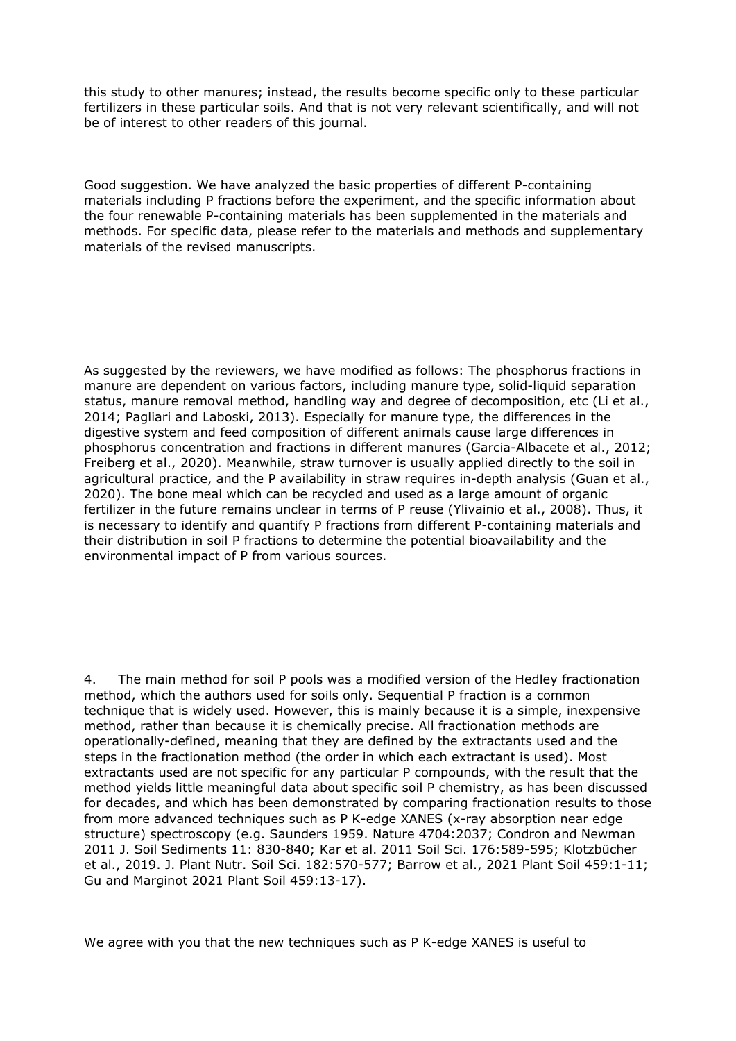this study to other manures; instead, the results become specific only to these particular fertilizers in these particular soils. And that is not very relevant scientifically, and will not be of interest to other readers of this journal.

Good suggestion. We have analyzed the basic properties of different P-containing materials including P fractions before the experiment, and the specific information about the four renewable P-containing materials has been supplemented in the materials and methods. For specific data, please refer to the materials and methods and supplementary materials of the revised manuscripts.

As suggested by the reviewers, we have modified as follows: The phosphorus fractions in manure are dependent on various factors, including manure type, solid-liquid separation status, manure removal method, handling way and degree of decomposition, etc (Li et al., 2014; Pagliari and Laboski, 2013). Especially for manure type, the differences in the digestive system and feed composition of different animals cause large differences in phosphorus concentration and fractions in different manures (Garcia-Albacete et al., 2012; Freiberg et al., 2020). Meanwhile, straw turnover is usually applied directly to the soil in agricultural practice, and the P availability in straw requires in-depth analysis (Guan et al., 2020). The bone meal which can be recycled and used as a large amount of organic fertilizer in the future remains unclear in terms of P reuse (Ylivainio et al., 2008). Thus, it is necessary to identify and quantify P fractions from different P-containing materials and their distribution in soil P fractions to determine the potential bioavailability and the environmental impact of P from various sources.

4. The main method for soil P pools was a modified version of the Hedley fractionation method, which the authors used for soils only. Sequential P fraction is a common technique that is widely used. However, this is mainly because it is a simple, inexpensive method, rather than because it is chemically precise. All fractionation methods are operationally-defined, meaning that they are defined by the extractants used and the steps in the fractionation method (the order in which each extractant is used). Most extractants used are not specific for any particular P compounds, with the result that the method yields little meaningful data about specific soil P chemistry, as has been discussed for decades, and which has been demonstrated by comparing fractionation results to those from more advanced techniques such as P K-edge XANES (x-ray absorption near edge structure) spectroscopy (e.g. Saunders 1959. Nature 4704:2037; Condron and Newman 2011 J. Soil Sediments 11: 830-840; Kar et al. 2011 Soil Sci. 176:589-595; Klotzbücher et al., 2019. J. Plant Nutr. Soil Sci. 182:570-577; Barrow et al., 2021 Plant Soil 459:1-11; Gu and Marginot 2021 Plant Soil 459:13-17).

We agree with you that the new techniques such as P K-edge XANES is useful to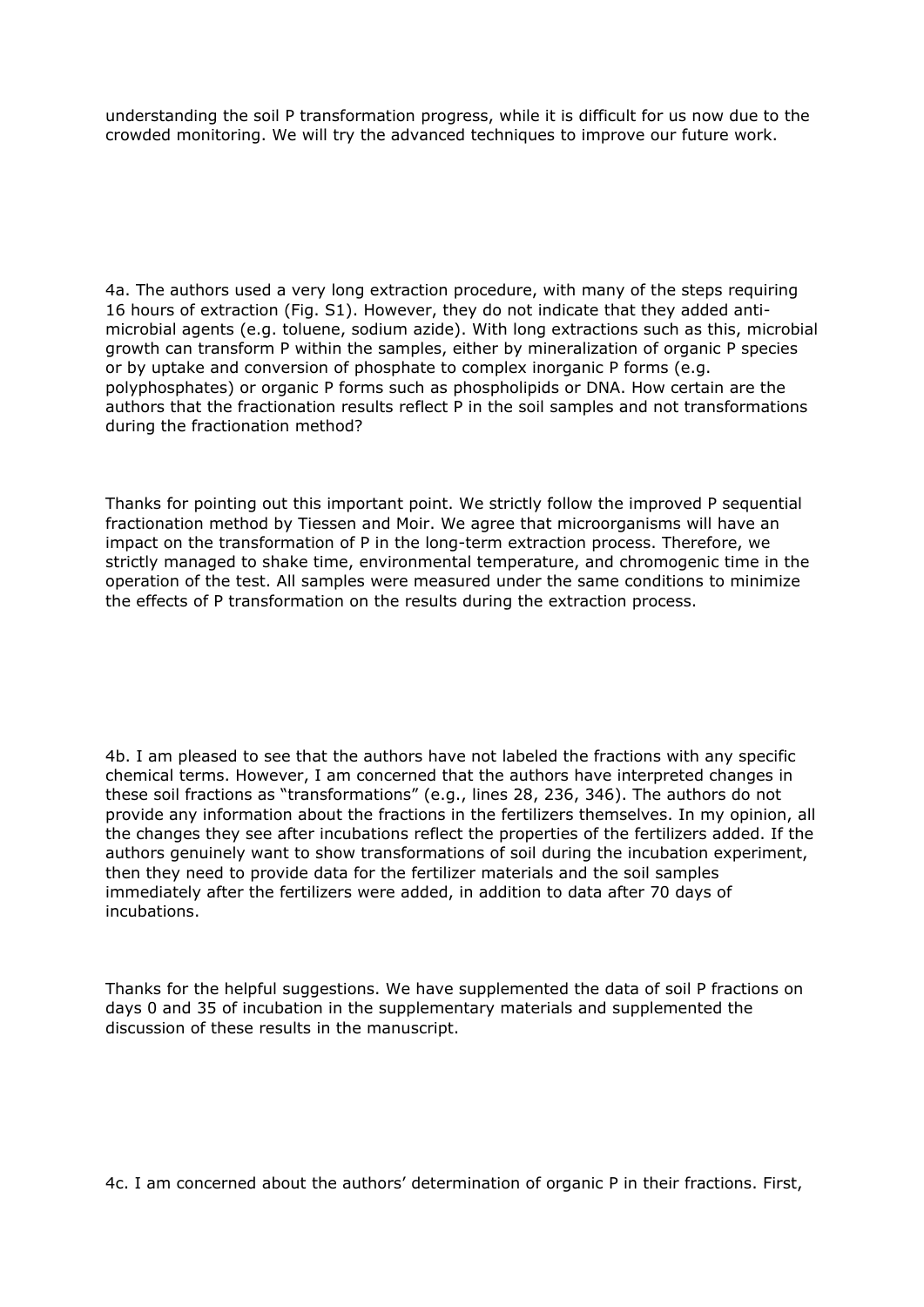understanding the soil P transformation progress, while it is difficult for us now due to the crowded monitoring. We will try the advanced techniques to improve our future work.

4a. The authors used a very long extraction procedure, with many of the steps requiring 16 hours of extraction (Fig. S1). However, they do not indicate that they added anti-microbial agents (e.g. toluene, sodium azide). With long extractions such as this, microbial growth can transform P within the samples, either by mineralization of organic P species or by uptake and conversion of phosphate to complex inorganic P forms (e.g. polyphosphates) or organic P forms such as phospholipids or DNA. How certain are the authors that the fractionation results reflect P in the soil samples and not transformations during the fractionation method?

Thanks for pointing out this important point. We strictly follow the improved P sequential fractionation method by Tiessen and Moir. We agree that microorganisms will have an impact on the transformation of P in the long-term extraction process. Therefore, we strictly managed to shake time, environmental temperature, and chromogenic time in the operation of the test. All samples were measured under the same conditions to minimize the effects of P transformation on the results during the extraction process.

4b. I am pleased to see that the authors have not labeled the fractions with any specific chemical terms. However, I am concerned that the authors have interpreted changes in these soil fractions as "transformations" (e.g., lines 28, 236, 346). The authors do not provide any information about the fractions in the fertilizers themselves. In my opinion, all the changes they see after incubations reflect the properties of the fertilizers added. If the authors genuinely want to show transformations of soil during the incubation experiment, then they need to provide data for the fertilizer materials and the soil samples immediately after the fertilizers were added, in addition to data after 70 days of incubations.

Thanks for the helpful suggestions. We have supplemented the data of soil P fractions on days 0 and 35 of incubation in the supplementary materials and supplemented the discussion of these results in the manuscript.

4c. I am concerned about the authors' determination of organic P in their fractions. First,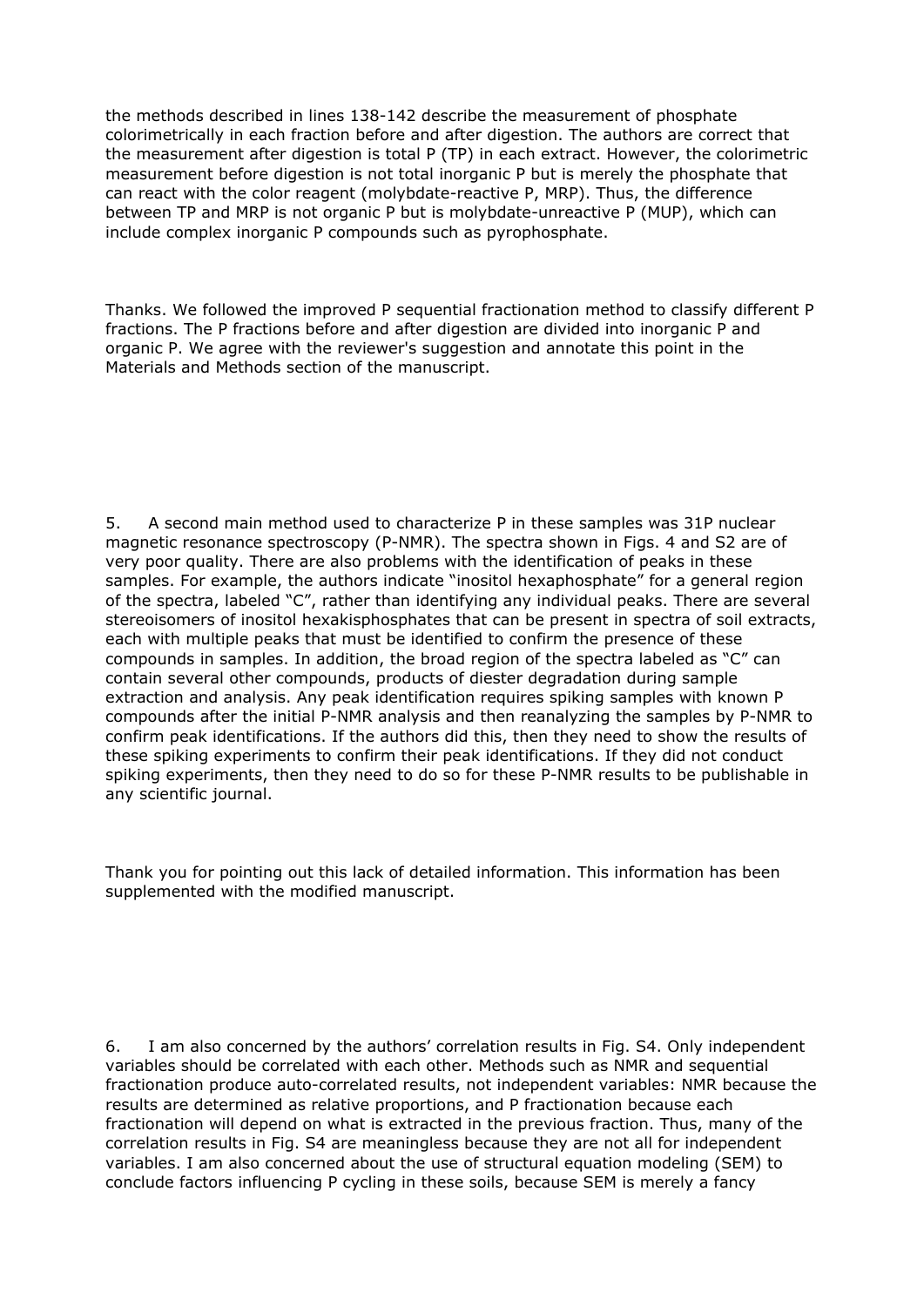the methods described in lines 138-142 describe the measurement of phosphate colorimetrically in each fraction before and after digestion. The authors are correct that the measurement after digestion is total P (TP) in each extract. However, the colorimetric measurement before digestion is not total inorganic P but is merely the phosphate that can react with the color reagent (molybdate-reactive P, MRP). Thus, the difference between TP and MRP is not organic P but is molybdate-unreactive P (MUP), which can include complex inorganic P compounds such as pyrophosphate.

Thanks. We followed the improved P sequential fractionation method to classify different P fractions. The P fractions before and after digestion are divided into inorganic P and organic P. We agree with the reviewer's suggestion and annotate this point in the Materials and Methods section of the manuscript.

5. A second main method used to characterize P in these samples was 31P nuclear magnetic resonance spectroscopy (P-NMR). The spectra shown in Figs. 4 and S2 are of very poor quality. There are also problems with the identification of peaks in these samples. For example, the authors indicate "inositol hexaphosphate" for a general region of the spectra, labeled "C", rather than identifying any individual peaks. There are several stereoisomers of inositol hexakisphosphates that can be present in spectra of soil extracts, each with multiple peaks that must be identified to confirm the presence of these compounds in samples. In addition, the broad region of the spectra labeled as "C" can contain several other compounds, products of diester degradation during sample extraction and analysis. Any peak identification requires spiking samples with known P compounds after the initial P-NMR analysis and then reanalyzing the samples by P-NMR to confirm peak identifications. If the authors did this, then they need to show the results of these spiking experiments to confirm their peak identifications. If they did not conduct spiking experiments, then they need to do so for these P-NMR results to be publishable in any scientific journal.

Thank you for pointing out this lack of detailed information. This information has been supplemented with the modified manuscript.

6. I am also concerned by the authors' correlation results in Fig. S4. Only independent variables should be correlated with each other. Methods such as NMR and sequential fractionation produce auto-correlated results, not independent variables: NMR because the results are determined as relative proportions, and P fractionation because each fractionation will depend on what is extracted in the previous fraction. Thus, many of the correlation results in Fig. S4 are meaningless because they are not all for independent variables. I am also concerned about the use of structural equation modeling (SEM) to conclude factors influencing P cycling in these soils, because SEM is merely a fancy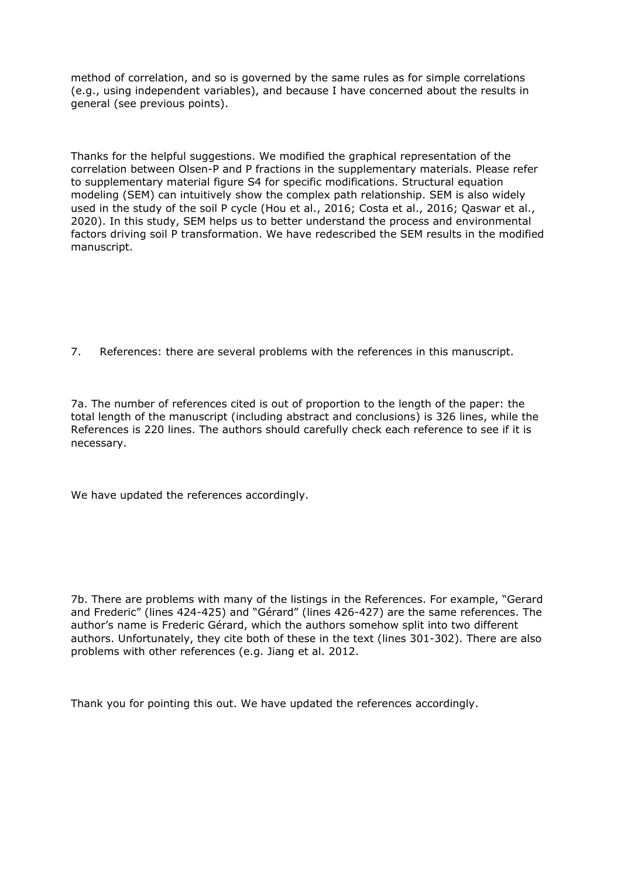method of correlation, and so is governed by the same rules as for simple correlations (e.g., using independent variables), and because I have concerned about the results in general (see previous points).

Thanks for the helpful suggestions. We modified the graphical representation of the correlation between Olsen-P and P fractions in the supplementary materials. Please refer to supplementary material figure S4 for specific modifications. Structural equation modeling (SEM) can intuitively show the complex path relationship. SEM is also widely used in the study of the soil P cycle (Hou et al., 2016; Costa et al., 2016; Qaswar et al., 2020). In this study, SEM helps us to better understand the process and environmental factors driving soil P transformation. We have redescribed the SEM results in the modified manuscript.

7. References: there are several problems with the references in this manuscript.

7a. The number of references cited is out of proportion to the length of the paper: the total length of the manuscript (including abstract and conclusions) is 326 lines, while the References is 220 lines. The authors should carefully check each reference to see if it is necessary.

We have updated the references accordingly.

7b. There are problems with many of the listings in the References. For example, "Gerard and Frederic" (lines 424-425) and "Gérard" (lines 426-427) are the same references. The author's name is Frederic Gérard, which the authors somehow split into two different authors. Unfortunately, they cite both of these in the text (lines 301-302). There are also problems with other references (e.g. Jiang et al. 2012.

Thank you for pointing this out. We have updated the references accordingly.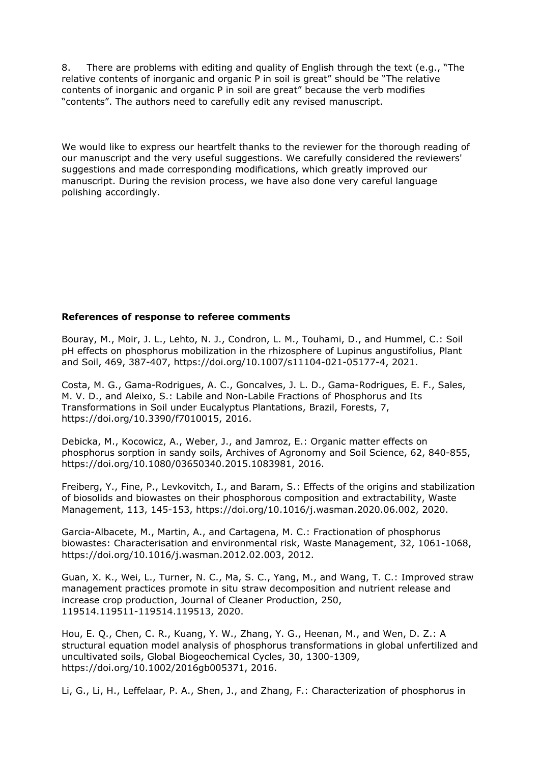8. There are problems with editing and quality of English through the text (e.g., "The relative contents of inorganic and organic P in soil is great" should be "The relative contents of inorganic and organic P in soil are great" because the verb modifies "contents". The authors need to carefully edit any revised manuscript.

We would like to express our heartfelt thanks to the reviewer for the thorough reading of our manuscript and the very useful suggestions. We carefully considered the reviewers' suggestions and made corresponding modifications, which greatly improved our manuscript. During the revision process, we have also done very careful language polishing accordingly.

**References of response to referee comments**

Bouray, M., Moir, J. L., Lehto, N. J., Condron, L. M., Touhami, D., and Hummel, C.: Soil pH effects on phosphorus mobilization in the rhizosphere of Lupinus angustifolius, Plant and Soil, 469, 387-407, https://doi.org/10.1007/s11104-021-05177-4, 2021.

Costa, M. G., Gama-Rodrigues, A. C., Goncalves, J. L. D., Gama-Rodrigues, E. F., Sales, M. V. D., and Aleixo, S.: Labile and Non-Labile Fractions of Phosphorus and Its Transformations in Soil under Eucalyptus Plantations, Brazil, Forests, 7, https://doi.org/10.3390/f7010015, 2016.

Debicka, M., Kocowicz, A., Weber, J., and Jamroz, E.: Organic matter effects on phosphorus sorption in sandy soils, Archives of Agronomy and Soil Science, 62, 840-855, https://doi.org/10.1080/03650340.2015.1083981, 2016.

Freiberg, Y., Fine, P., Levkovitch, I., and Baram, S.: Effects of the origins and stabilization of biosolids and biowastes on their phosphorous composition and extractability, Waste Management, 113, 145-153, https://doi.org/10.1016/j.wasman.2020.06.002, 2020.

Garcia-Albacete, M., Martin, A., and Cartagena, M. C.: Fractionation of phosphorus biowastes: Characterisation and environmental risk, Waste Management, 32, 1061-1068, https://doi.org/10.1016/j.wasman.2012.02.003, 2012.

Guan, X. K., Wei, L., Turner, N. C., Ma, S. C., Yang, M., and Wang, T. C.: Improved straw management practices promote in situ straw decomposition and nutrient release and increase crop production, Journal of Cleaner Production, 250, 119514.119511-119514.119513, 2020.

Hou, E. Q., Chen, C. R., Kuang, Y. W., Zhang, Y. G., Heenan, M., and Wen, D. Z.: A structural equation model analysis of phosphorus transformations in global unfertilized and uncultivated soils, Global Biogeochemical Cycles, 30, 1300-1309, https://doi.org/10.1002/2016gb005371, 2016.

Li, G., Li, H., Leffelaar, P. A., Shen, J., and Zhang, F.: Characterization of phosphorus in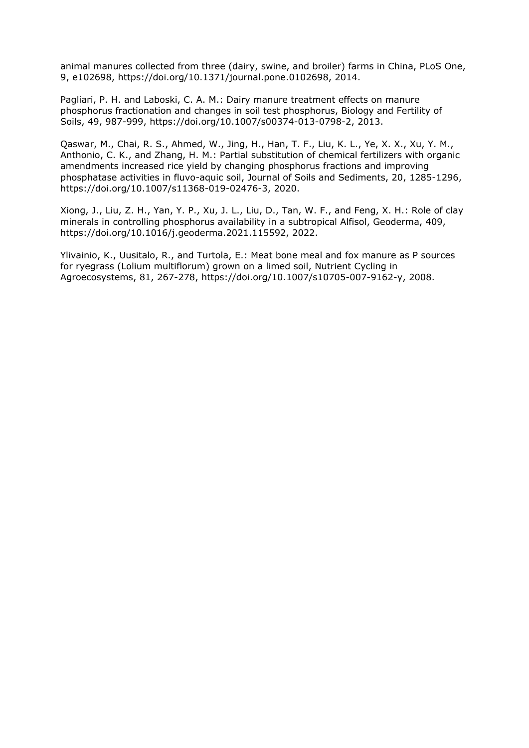animal manures collected from three (dairy, swine, and broiler) farms in China, PLoS One, 9, e102698, https://doi.org/10.1371/journal.pone.0102698, 2014.

Pagliari, P. H. and Laboski, C. A. M.: Dairy manure treatment effects on manure phosphorus fractionation and changes in soil test phosphorus, Biology and Fertility of Soils, 49, 987-999, https://doi.org/10.1007/s00374-013-0798-2, 2013.

Qaswar, M., Chai, R. S., Ahmed, W., Jing, H., Han, T. F., Liu, K. L., Ye, X. X., Xu, Y. M., Anthonio, C. K., and Zhang, H. M.: Partial substitution of chemical fertilizers with organic amendments increased rice yield by changing phosphorus fractions and improving phosphatase activities in fluvo-aquic soil, Journal of Soils and Sediments, 20, 1285-1296, https://doi.org/10.1007/s11368-019-02476-3, 2020.

Xiong, J., Liu, Z. H., Yan, Y. P., Xu, J. L., Liu, D., Tan, W. F., and Feng, X. H.: Role of clay minerals in controlling phosphorus availability in a subtropical Alfisol, Geoderma, 409, https://doi.org/10.1016/j.geoderma.2021.115592, 2022.

Ylivainio, K., Uusitalo, R., and Turtola, E.: Meat bone meal and fox manure as P sources for ryegrass (Lolium multiflorum) grown on a limed soil, Nutrient Cycling in Agroecosystems, 81, 267-278, https://doi.org/10.1007/s10705-007-9162-y, 2008.